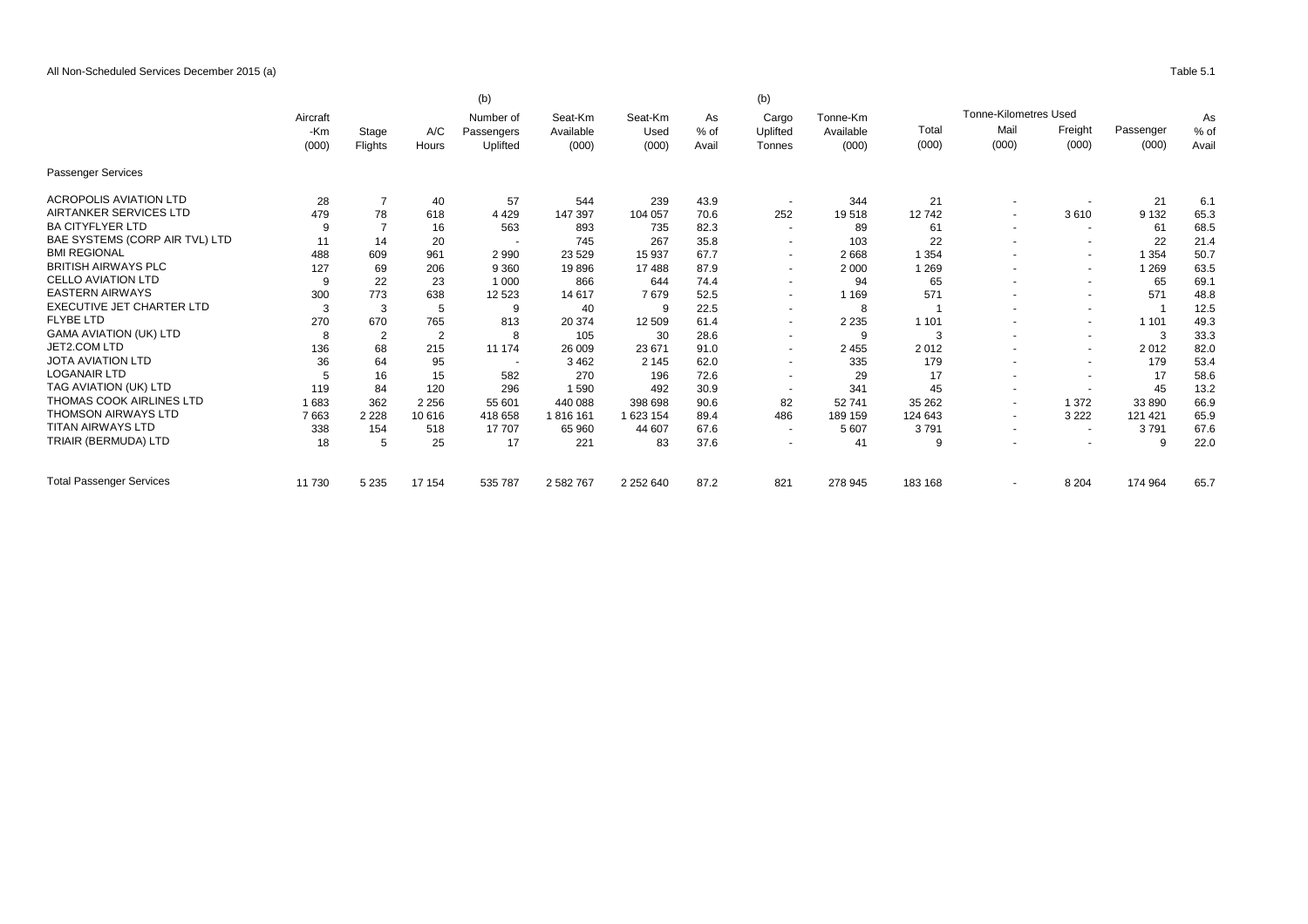All Non-Scheduled Services December 2015 (a)

Table 5.1

| | Aircraft -Km (000) | Stage Flights | A/C Hours | (b) Number of Passengers Uplifted | Seat-Km Available (000) | Seat-Km Used (000) | As % of Avail | (b) Cargo Uplifted Tonnes | Tonne-Km Available (000) | Tonne-Kilometres Used Total (000) | Mail (000) | Freight (000) | Passenger (000) | As % of Avail |
|---|---|---|---|---|---|---|---|---|---|---|---|---|---|---|
| Passenger Services | | | | | | | | | | | | | | |
| ACROPOLIS AVIATION LTD | 28 | 7 | 40 | 57 | 544 | 239 | 43.9 | - | 344 | 21 | - | - | 21 | 6.1 |
| AIRTANKER SERVICES LTD | 479 | 78 | 618 | 4 429 | 147 397 | 104 057 | 70.6 | 252 | 19 518 | 12 742 | - | 3 610 | 9 132 | 65.3 |
| BA CITYFLYER LTD | 9 | 7 | 16 | 563 | 893 | 735 | 82.3 | - | 89 | 61 | - | - | 61 | 68.5 |
| BAE SYSTEMS (CORP AIR TVL) LTD | 11 | 14 | 20 | - | 745 | 267 | 35.8 | - | 103 | 22 | - | - | 22 | 21.4 |
| BMI REGIONAL | 488 | 609 | 961 | 2 990 | 23 529 | 15 937 | 67.7 | - | 2 668 | 1 354 | - | - | 1 354 | 50.7 |
| BRITISH AIRWAYS PLC | 127 | 69 | 206 | 9 360 | 19 896 | 17 488 | 87.9 | - | 2 000 | 1 269 | - | - | 1 269 | 63.5 |
| CELLO AVIATION LTD | 9 | 22 | 23 | 1 000 | 866 | 644 | 74.4 | - | 94 | 65 | - | - | 65 | 69.1 |
| EASTERN AIRWAYS | 300 | 773 | 638 | 12 523 | 14 617 | 7 679 | 52.5 | - | 1 169 | 571 | - | - | 571 | 48.8 |
| EXECUTIVE JET CHARTER LTD | 3 | 3 | 5 | 9 | 40 | 9 | 22.5 | - | 8 | 1 | - | - | 1 | 12.5 |
| FLYBE LTD | 270 | 670 | 765 | 813 | 20 374 | 12 509 | 61.4 | - | 2 235 | 1 101 | - | - | 1 101 | 49.3 |
| GAMA AVIATION (UK) LTD | 8 | 2 | 2 | 8 | 105 | 30 | 28.6 | - | 9 | 3 | - | - | 3 | 33.3 |
| JET2.COM LTD | 136 | 68 | 215 | 11 174 | 26 009 | 23 671 | 91.0 | - | 2 455 | 2 012 | - | - | 2 012 | 82.0 |
| JOTA AVIATION LTD | 36 | 64 | 95 | - | 3 462 | 2 145 | 62.0 | - | 335 | 179 | - | - | 179 | 53.4 |
| LOGANAIR LTD | 5 | 16 | 15 | 582 | 270 | 196 | 72.6 | - | 29 | 17 | - | - | 17 | 58.6 |
| TAG AVIATION (UK) LTD | 119 | 84 | 120 | 296 | 1 590 | 492 | 30.9 | - | 341 | 45 | - | - | 45 | 13.2 |
| THOMAS COOK AIRLINES LTD | 1 683 | 362 | 2 256 | 55 601 | 440 088 | 398 698 | 90.6 | 82 | 52 741 | 35 262 | - | 1 372 | 33 890 | 66.9 |
| THOMSON AIRWAYS LTD | 7 663 | 2 228 | 10 616 | 418 658 | 1 816 161 | 1 623 154 | 89.4 | 486 | 189 159 | 124 643 | - | 3 222 | 121 421 | 65.9 |
| TITAN AIRWAYS LTD | 338 | 154 | 518 | 17 707 | 65 960 | 44 607 | 67.6 | - | 5 607 | 3 791 | - | - | 3 791 | 67.6 |
| TRIAIR (BERMUDA) LTD | 18 | 5 | 25 | 17 | 221 | 83 | 37.6 | - | 41 | 9 | - | - | 9 | 22.0 |
| Total Passenger Services | 11 730 | 5 235 | 17 154 | 535 787 | 2 582 767 | 2 252 640 | 87.2 | 821 | 278 945 | 183 168 | - | 8 204 | 174 964 | 65.7 |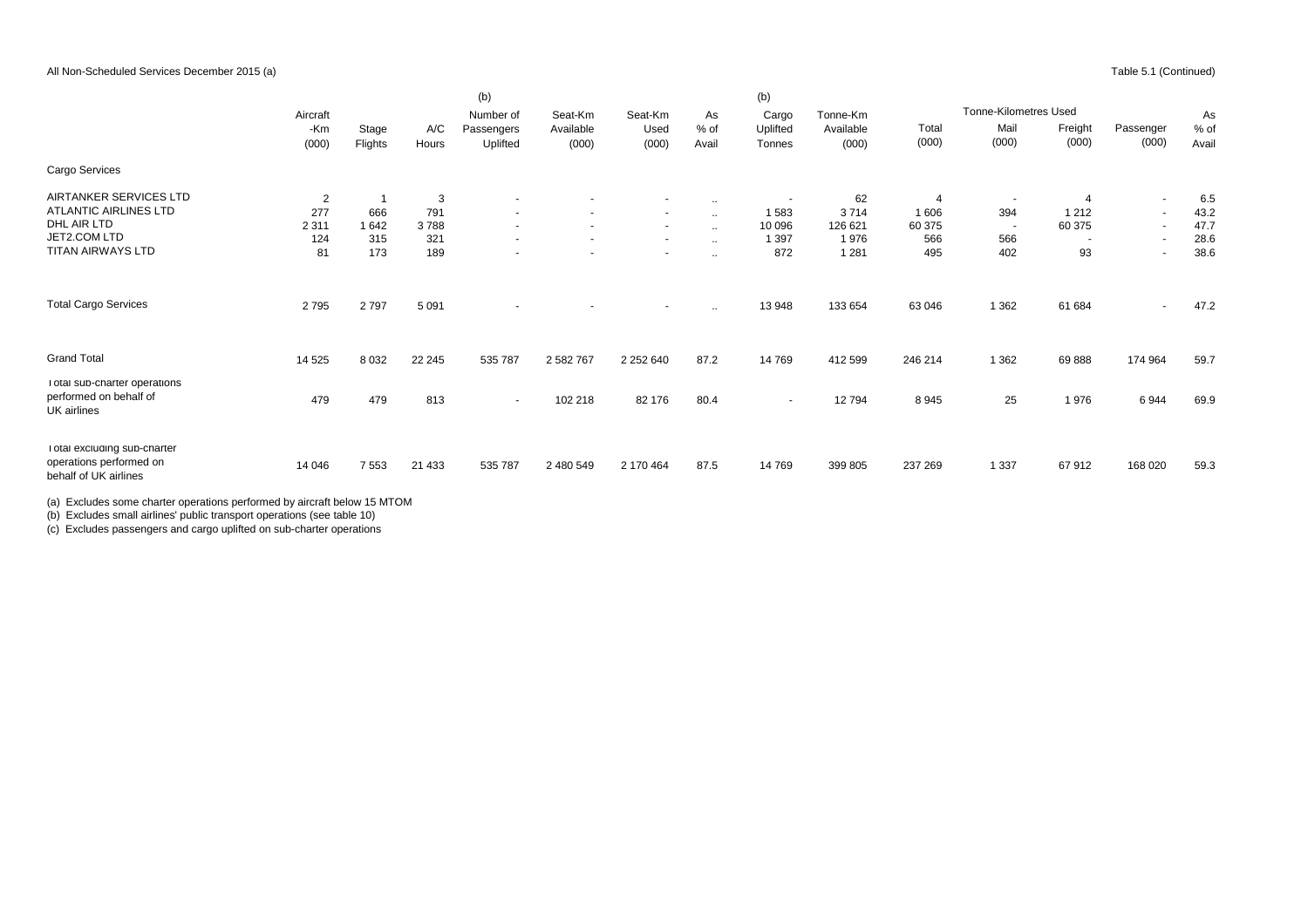All Non-Scheduled Services December 2015 (a)

Table 5.1 (Continued)

| | Aircraft -Km (000) | Stage Flights | A/C Hours | (b) Number of Passengers Uplifted | Seat-Km Available (000) | Seat-Km Used (000) | As % of Avail | (b) Cargo Uplifted Tonnes | Tonne-Km Available (000) | Total (000) | Tonne-Kilometres Used Mail (000) | Freight (000) | Passenger (000) | As % of Avail |
|---|---|---|---|---|---|---|---|---|---|---|---|---|---|---|
| Cargo Services | | | | | | | | | | | | | | |
| AIRTANKER SERVICES LTD | 2 | 1 | 3 | - | - | - | .. | - | 62 | 4 | - | 4 | - | 6.5 |
| ATLANTIC AIRLINES LTD | 277 | 666 | 791 | - | - | - | .. | 1 583 | 3 714 | 1 606 | 394 | 1 212 | - | 43.2 |
| DHL AIR LTD | 2 311 | 1 642 | 3 788 | - | - | - | .. | 10 096 | 126 621 | 60 375 | - | 60 375 | - | 47.7 |
| JET2.COM LTD | 124 | 315 | 321 | - | - | - | .. | 1 397 | 1 976 | 566 | 566 | - | - | 28.6 |
| TITAN AIRWAYS LTD | 81 | 173 | 189 | - | - | - | .. | 872 | 1 281 | 495 | 402 | 93 | - | 38.6 |
| Total Cargo Services | 2 795 | 2 797 | 5 091 | - | - | - | .. | 13 948 | 133 654 | 63 046 | 1 362 | 61 684 | - | 47.2 |
| Grand Total | 14 525 | 8 032 | 22 245 | 535 787 | 2 582 767 | 2 252 640 | 87.2 | 14 769 | 412 599 | 246 214 | 1 362 | 69 888 | 174 964 | 59.7 |
| Total sub-charter operations performed on behalf of UK airlines | 479 | 479 | 813 | - | 102 218 | 82 176 | 80.4 | - | 12 794 | 8 945 | 25 | 1 976 | 6 944 | 69.9 |
| Total excluding sub-charter operations performed on behalf of UK airlines | 14 046 | 7 553 | 21 433 | 535 787 | 2 480 549 | 2 170 464 | 87.5 | 14 769 | 399 805 | 237 269 | 1 337 | 67 912 | 168 020 | 59.3 |

(a) Excludes some charter operations performed by aircraft below 15 MTOM
(b) Excludes small airlines' public transport operations (see table 10)
(c) Excludes passengers and cargo uplifted on sub-charter operations